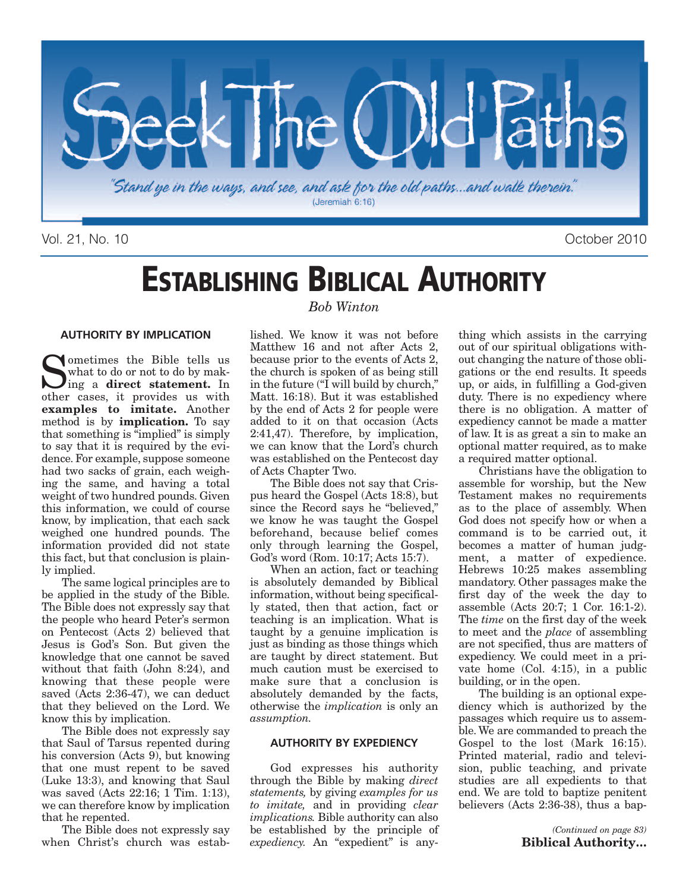# Seek The Old Paths

*"Stand ye in the ways, and see, and ask for the old paths...and walk therein."* (Jeremiah 6:16)

Vol. 21, No. 10 October 2010

# ESTABLISHING BIBLICAL AUTHORITY

*Bob Winton*

### AUTHORITY BY IMPLICATION

Sometimes the Bible tells us what to do or not to do by making a **direct statement.** In other cases, it provides us with **examples to imitate.** Another method is by **implication.** To say that something is "implied" is simply to say that it is required by the evidence. For example, suppose someone had two sacks of grain, each weighing the same, and having a total weight of two hundred pounds. Given this information, we could of course know, by implication, that each sack weighed one hundred pounds. The information provided did not state this fact, but that conclusion is plainly implied.

The same logical principles are to be applied in the study of the Bible. The Bible does not expressly say that the people who heard Peter's sermon on Pentecost (Acts 2) believed that Jesus is God's Son. But given the knowledge that one cannot be saved without that faith (John 8:24), and knowing that these people were saved (Acts 2:36-47), we can deduct that they believed on the Lord. We know this by implication.

The Bible does not expressly say that Saul of Tarsus repented during his conversion (Acts 9), but knowing that one must repent to be saved (Luke 13:3), and knowing that Saul was saved (Acts 22:16; 1 Tim. 1:13), we can therefore know by implication that he repented.

The Bible does not expressly say when Christ's church was established. We know it was not before Matthew 16 and not after Acts 2, because prior to the events of Acts 2, the church is spoken of as being still in the future ("I will build by church," Matt. 16:18). But it was established by the end of Acts 2 for people were added to it on that occasion (Acts 2:41,47). Therefore, by implication, we can know that the Lord's church was established on the Pentecost day of Acts Chapter Two.

The Bible does not say that Crispus heard the Gospel (Acts 18:8), but since the Record says he "believed," we know he was taught the Gospel beforehand, because belief comes only through learning the Gospel, God's word (Rom. 10:17; Acts 15:7).

When an action, fact or teaching is absolutely demanded by Biblical information, without being specifically stated, then that action, fact or teaching is an implication. What is taught by a genuine implication is just as binding as those things which are taught by direct statement. But much caution must be exercised to make sure that a conclusion is absolutely demanded by the facts, otherwise the *implication* is only an *assumption.*

### AUTHORITY BY EXPEDIENCY

God expresses his authority through the Bible by making *direct statements,* by giving *examples for us to imitate,* and in providing *clear implications.* Bible authority can also be established by the principle of *expediency.* An "expedient" is anything which assists in the carrying out of our spiritual obligations without changing the nature of those obligations or the end results. It speeds up, or aids, in fulfilling a God-given duty. There is no expediency where there is no obligation. A matter of expediency cannot be made a matter of law. It is as great a sin to make an optional matter required, as to make a required matter optional.

Christians have the obligation to assemble for worship, but the New Testament makes no requirements as to the place of assembly. When God does not specify how or when a command is to be carried out, it becomes a matter of human judgment, a matter of expedience. Hebrews 10:25 makes assembling mandatory. Other passages make the first day of the week the day to assemble (Acts 20:7; 1 Cor. 16:1-2). The *time* on the first day of the week to meet and the *place* of assembling are not specified, thus are matters of expediency. We could meet in a private home (Col. 4:15), in a public building, or in the open.

The building is an optional expediency which is authorized by the passages which require us to assemble. We are commanded to preach the Gospel to the lost (Mark 16:15). Printed material, radio and television, public teaching, and private studies are all expedients to that end. We are told to baptize penitent believers (Acts 2:36-38), thus a bap-

*(Continued on page 83)*
**Biblical Authority...**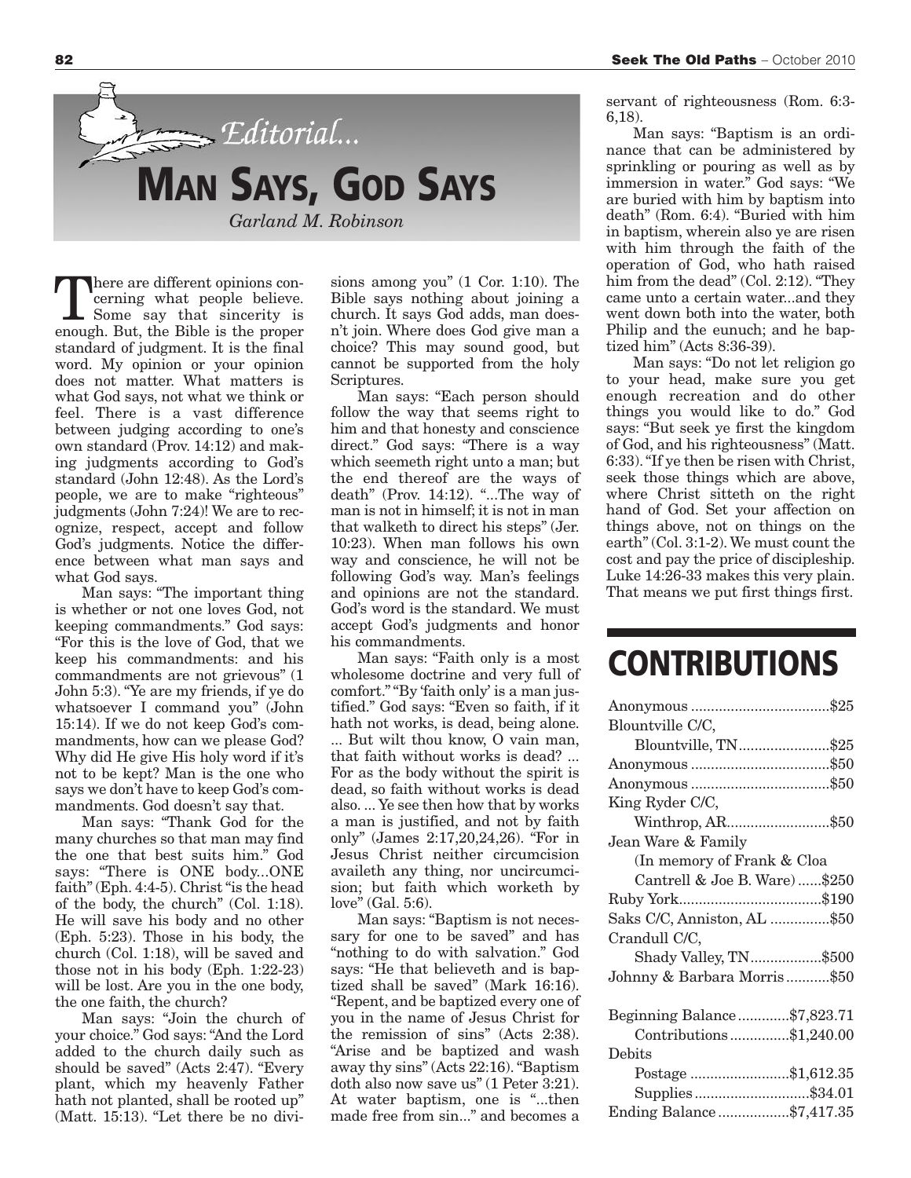*Editorial...*

# MAN SAYS, GOD SAYS

*Garland M. Robinson*

There are different opinions concerning what people believe. Some say that sincerity is enough. But, the Bible is the proper standard of judgment. It is the final word. My opinion or your opinion does not matter. What matters is what God says, not what we think or feel. There is a vast difference between judging according to one's own standard (Prov. 14:12) and making judgments according to God's standard (John 12:48). As the Lord's people, we are to make "righteous" judgments (John 7:24)! We are to recognize, respect, accept and follow God's judgments. Notice the difference between what man says and what God says.

Man says: "The important thing is whether or not one loves God, not keeping commandments." God says: "For this is the love of God, that we keep his commandments: and his commandments are not grievous" (1 John 5:3). "Ye are my friends, if ye do whatsoever I command you" (John 15:14). If we do not keep God's commandments, how can we please God? Why did He give His holy word if it's not to be kept? Man is the one who says we don't have to keep God's commandments. God doesn't say that.

Man says: "Thank God for the many churches so that man may find the one that best suits him." God says: "There is ONE body...ONE faith" (Eph. 4:4-5). Christ "is the head of the body, the church" (Col. 1:18). He will save his body and no other (Eph. 5:23). Those in his body, the church (Col. 1:18), will be saved and those not in his body (Eph. 1:22-23) will be lost. Are you in the one body, the one faith, the church?

Man says: "Join the church of your choice." God says: "And the Lord added to the church daily such as should be saved" (Acts 2:47). "Every plant, which my heavenly Father hath not planted, shall be rooted up" (Matt. 15:13). "Let there be no divisions among you" (1 Cor. 1:10). The Bible says nothing about joining a church. It says God adds, man doesn't join. Where does God give man a choice? This may sound good, but cannot be supported from the holy Scriptures.

Man says: "Each person should follow the way that seems right to him and that honesty and conscience direct." God says: "There is a way which seemeth right unto a man; but the end thereof are the ways of death" (Prov. 14:12). "...The way of man is not in himself; it is not in man that walketh to direct his steps" (Jer. 10:23). When man follows his own way and conscience, he will not be following God's way. Man's feelings and opinions are not the standard. God's word is the standard. We must accept God's judgments and honor his commandments.

Man says: "Faith only is a most wholesome doctrine and very full of comfort." "By 'faith only' is a man justified." God says: "Even so faith, if it hath not works, is dead, being alone. ... But wilt thou know, O vain man, that faith without works is dead? ... For as the body without the spirit is dead, so faith without works is dead also. ... Ye see then how that by works a man is justified, and not by faith only" (James 2:17,20,24,26). "For in Jesus Christ neither circumcision availeth any thing, nor uncircumcision; but faith which worketh by love" (Gal. 5:6).

Man says: "Baptism is not necessary for one to be saved" and has "nothing to do with salvation." God says: "He that believeth and is baptized shall be saved" (Mark 16:16). "Repent, and be baptized every one of you in the name of Jesus Christ for the remission of sins" (Acts 2:38). "Arise and be baptized and wash away thy sins" (Acts 22:16). "Baptism doth also now save us" (1 Peter 3:21). At water baptism, one is "...then made free from sin..." and becomes a servant of righteousness (Rom. 6:3-6,18).

Man says: "Baptism is an ordinance that can be administered by sprinkling or pouring as well as by immersion in water." God says: "We are buried with him by baptism into death" (Rom. 6:4). "Buried with him in baptism, wherein also ye are risen with him through the faith of the operation of God, who hath raised him from the dead" (Col. 2:12). "They came unto a certain water...and they went down both into the water, both Philip and the eunuch; and he baptized him" (Acts 8:36-39).

Man says: "Do not let religion go to your head, make sure you get enough recreation and do other things you would like to do." God says: "But seek ye first the kingdom of God, and his righteousness" (Matt. 6:33). "If ye then be risen with Christ, seek those things which are above, where Christ sitteth on the right hand of God. Set your affection on things above, not on things on the earth" (Col. 3:1-2). We must count the cost and pay the price of discipleship. Luke 14:26-33 makes this very plain. That means we put first things first.

# CONTRIBUTIONS

| | |
|---|---|
| Anonymous | $25 |
| Blountville C/C, Blountville, TN | $25 |
| Anonymous | $50 |
| Anonymous | $50 |
| King Ryder C/C, Winthrop, AR | $50 |
| Jean Ware & Family (In memory of Frank & Cloa Cantrell & Joe B. Ware) | $250 |
| Ruby York | $190 |
| Saks C/C, Anniston, AL | $50 |
| Crandull C/C, Shady Valley, TN | $500 |
| Johnny & Barbara Morris | $50 |

| | |
|---|---|
| Beginning Balance | $7,823.71 |
| Contributions | $1,240.00 |
| Debits | |
| Postage | $1,612.35 |
| Supplies | $34.01 |
| Ending Balance | $7,417.35 |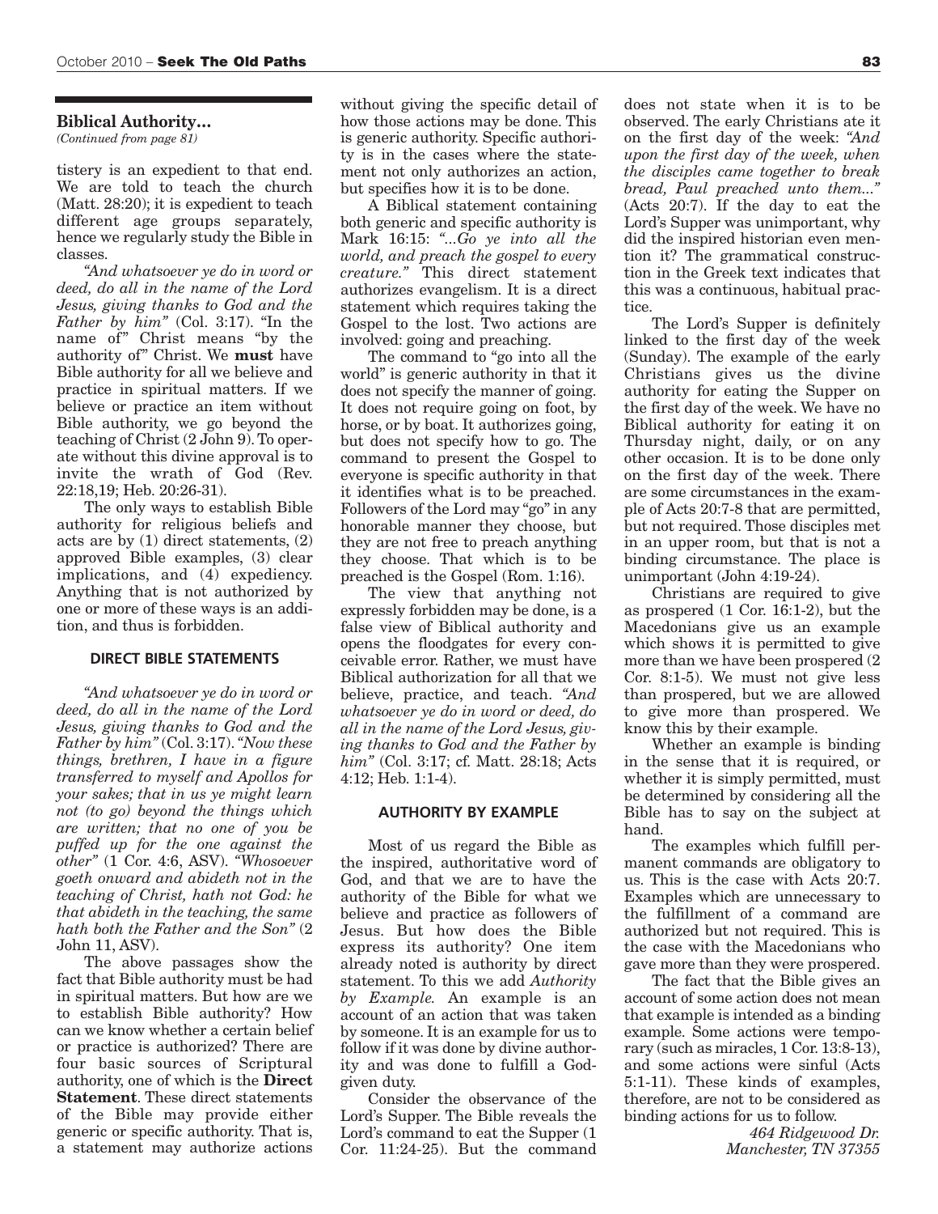### Biblical Authority...

*(Continued from page 81)*

tistery is an expedient to that end. We are told to teach the church (Matt. 28:20); it is expedient to teach different age groups separately, hence we regularly study the Bible in classes.

*"And whatsoever ye do in word or deed, do all in the name of the Lord Jesus, giving thanks to God and the Father by him"* (Col. 3:17). "In the name of" Christ means "by the authority of" Christ. We **must** have Bible authority for all we believe and practice in spiritual matters. If we believe or practice an item without Bible authority, we go beyond the teaching of Christ (2 John 9). To operate without this divine approval is to invite the wrath of God (Rev. 22:18,19; Heb. 20:26-31).

The only ways to establish Bible authority for religious beliefs and acts are by (1) direct statements, (2) approved Bible examples, (3) clear implications, and (4) expediency. Anything that is not authorized by one or more of these ways is an addition, and thus is forbidden.

#### DIRECT BIBLE STATEMENTS

*"And whatsoever ye do in word or deed, do all in the name of the Lord Jesus, giving thanks to God and the Father by him"* (Col. 3:17). *"Now these things, brethren, I have in a figure transferred to myself and Apollos for your sakes; that in us ye might learn not (to go) beyond the things which are written; that no one of you be puffed up for the one against the other"* (1 Cor. 4:6, ASV). *"Whosoever goeth onward and abideth not in the teaching of Christ, hath not God: he that abideth in the teaching, the same hath both the Father and the Son"* (2 John 11, ASV).

The above passages show the fact that Bible authority must be had in spiritual matters. But how are we to establish Bible authority? How can we know whether a certain belief or practice is authorized? There are four basic sources of Scriptural authority, one of which is the **Direct Statement**. These direct statements of the Bible may provide either generic or specific authority. That is, a statement may authorize actions without giving the specific detail of how those actions may be done. This is generic authority. Specific authority is in the cases where the statement not only authorizes an action, but specifies how it is to be done.

A Biblical statement containing both generic and specific authority is Mark 16:15: *"...Go ye into all the world, and preach the gospel to every creature."* This direct statement authorizes evangelism. It is a direct statement which requires taking the Gospel to the lost. Two actions are involved: going and preaching.

The command to "go into all the world" is generic authority in that it does not specify the manner of going. It does not require going on foot, by horse, or by boat. It authorizes going, but does not specify how to go. The command to present the Gospel to everyone is specific authority in that it identifies what is to be preached. Followers of the Lord may "go" in any honorable manner they choose, but they are not free to preach anything they choose. That which is to be preached is the Gospel (Rom. 1:16).

The view that anything not expressly forbidden may be done, is a false view of Biblical authority and opens the floodgates for every conceivable error. Rather, we must have Biblical authorization for all that we believe, practice, and teach. *"And whatsoever ye do in word or deed, do all in the name of the Lord Jesus, giving thanks to God and the Father by him"* (Col. 3:17; cf. Matt. 28:18; Acts 4:12; Heb. 1:1-4).

#### AUTHORITY BY EXAMPLE

Most of us regard the Bible as the inspired, authoritative word of God, and that we are to have the authority of the Bible for what we believe and practice as followers of Jesus. But how does the Bible express its authority? One item already noted is authority by direct statement. To this we add *Authority by Example.* An example is an account of an action that was taken by someone. It is an example for us to follow if it was done by divine authority and was done to fulfill a God-given duty.

Consider the observance of the Lord's Supper. The Bible reveals the Lord's command to eat the Supper (1 Cor. 11:24-25). But the command does not state when it is to be observed. The early Christians ate it on the first day of the week: *"And upon the first day of the week, when the disciples came together to break bread, Paul preached unto them..."* (Acts 20:7). If the day to eat the Lord's Supper was unimportant, why did the inspired historian even mention it? The grammatical construction in the Greek text indicates that this was a continuous, habitual practice.

The Lord's Supper is definitely linked to the first day of the week (Sunday). The example of the early Christians gives us the divine authority for eating the Supper on the first day of the week. We have no Biblical authority for eating it on Thursday night, daily, or on any other occasion. It is to be done only on the first day of the week. There are some circumstances in the example of Acts 20:7-8 that are permitted, but not required. Those disciples met in an upper room, but that is not a binding circumstance. The place is unimportant (John 4:19-24).

Christians are required to give as prospered (1 Cor. 16:1-2), but the Macedonians give us an example which shows it is permitted to give more than we have been prospered (2 Cor. 8:1-5). We must not give less than prospered, but we are allowed to give more than prospered. We know this by their example.

Whether an example is binding in the sense that it is required, or whether it is simply permitted, must be determined by considering all the Bible has to say on the subject at hand.

The examples which fulfill permanent commands are obligatory to us. This is the case with Acts 20:7. Examples which are unnecessary to the fulfillment of a command are authorized but not required. This is the case with the Macedonians who gave more than they were prospered.

The fact that the Bible gives an account of some action does not mean that example is intended as a binding example. Some actions were temporary (such as miracles, 1 Cor. 13:8-13), and some actions were sinful (Acts 5:1-11). These kinds of examples, therefore, are not to be considered as binding actions for us to follow.

*464 Ridgewood Dr.*
*Manchester, TN 37355*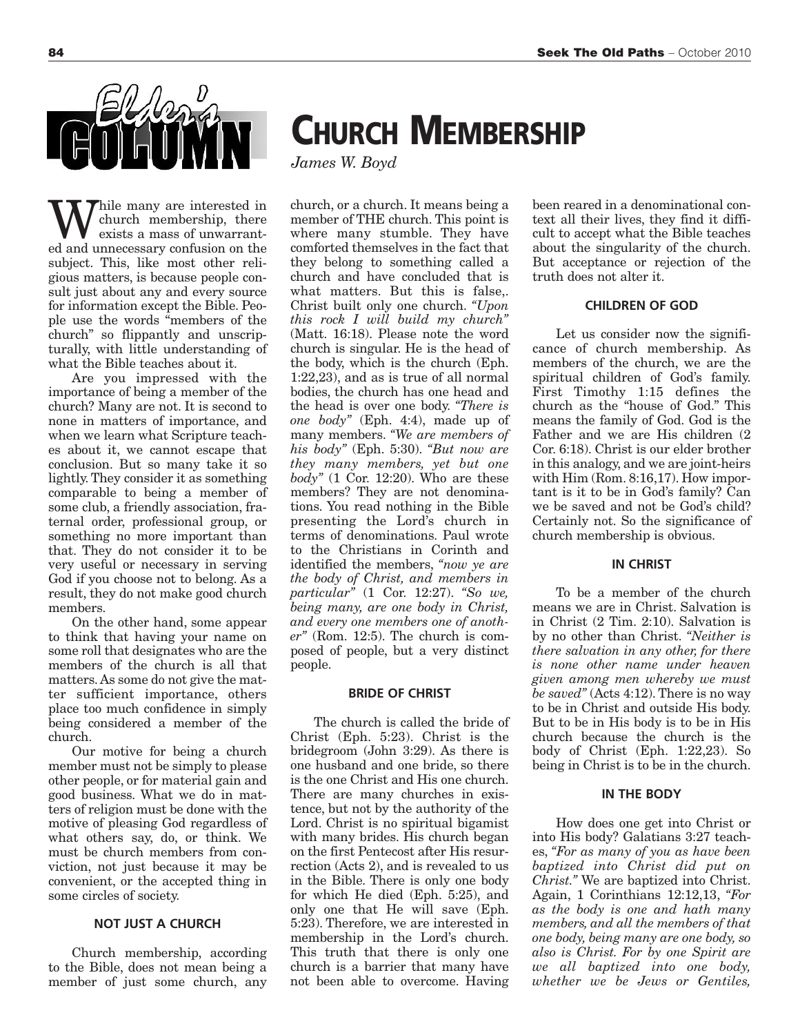# Elder's Column

# CHURCH MEMBERSHIP

*James W. Boyd*

While many are interested in church membership, there exists a mass of unwarranted and unnecessary confusion on the subject. This, like most other religious matters, is because people consult just about any and every source for information except the Bible. People use the words "members of the church" so flippantly and unscripturally, with little understanding of what the Bible teaches about it.

Are you impressed with the importance of being a member of the church? Many are not. It is second to none in matters of importance, and when we learn what Scripture teaches about it, we cannot escape that conclusion. But so many take it so lightly. They consider it as something comparable to being a member of some club, a friendly association, fraternal order, professional group, or something no more important than that. They do not consider it to be very useful or necessary in serving God if you choose not to belong. As a result, they do not make good church members.

On the other hand, some appear to think that having your name on some roll that designates who are the members of the church is all that matters. As some do not give the matter sufficient importance, others place too much confidence in simply being considered a member of the church.

Our motive for being a church member must not be simply to please other people, or for material gain and good business. What we do in matters of religion must be done with the motive of pleasing God regardless of what others say, do, or think. We must be church members from conviction, not just because it may be convenient, or the accepted thing in some circles of society.

### NOT JUST A CHURCH

Church membership, according to the Bible, does not mean being a member of just some church, any church, or a church. It means being a member of THE church. This point is where many stumble. They have comforted themselves in the fact that they belong to something called a church and have concluded that is what matters. But this is false,. Christ built only one church. *"Upon this rock I will build my church"* (Matt. 16:18). Please note the word church is singular. He is the head of the body, which is the church (Eph. 1:22,23), and as is true of all normal bodies, the church has one head and the head is over one body. *"There is one body"* (Eph. 4:4), made up of many members. *"We are members of his body"* (Eph. 5:30). *"But now are they many members, yet but one body"* (1 Cor. 12:20). Who are these members? They are not denominations. You read nothing in the Bible presenting the Lord's church in terms of denominations. Paul wrote to the Christians in Corinth and identified the members, *"now ye are the body of Christ, and members in particular"* (1 Cor. 12:27). *"So we, being many, are one body in Christ, and every one members one of another"* (Rom. 12:5). The church is composed of people, but a very distinct people.

### BRIDE OF CHRIST

The church is called the bride of Christ (Eph. 5:23). Christ is the bridegroom (John 3:29). As there is one husband and one bride, so there is the one Christ and His one church. There are many churches in existence, but not by the authority of the Lord. Christ is no spiritual bigamist with many brides. His church began on the first Pentecost after His resurrection (Acts 2), and is revealed to us in the Bible. There is only one body for which He died (Eph. 5:25), and only one that He will save (Eph. 5:23). Therefore, we are interested in membership in the Lord's church. This truth that there is only one church is a barrier that many have not been able to overcome. Having been reared in a denominational context all their lives, they find it difficult to accept what the Bible teaches about the singularity of the church. But acceptance or rejection of the truth does not alter it.

### CHILDREN OF GOD

Let us consider now the significance of church membership. As members of the church, we are the spiritual children of God's family. First Timothy 1:15 defines the church as the "house of God." This means the family of God. God is the Father and we are His children (2 Cor. 6:18). Christ is our elder brother in this analogy, and we are joint-heirs with Him (Rom. 8:16,17). How important is it to be in God's family? Can we be saved and not be God's child? Certainly not. So the significance of church membership is obvious.

### IN CHRIST

To be a member of the church means we are in Christ. Salvation is in Christ (2 Tim. 2:10). Salvation is by no other than Christ. *"Neither is there salvation in any other, for there is none other name under heaven given among men whereby we must be saved"* (Acts 4:12). There is no way to be in Christ and outside His body. But to be in His body is to be in His church because the church is the body of Christ (Eph. 1:22,23). So being in Christ is to be in the church.

### IN THE BODY

How does one get into Christ or into His body? Galatians 3:27 teaches, *"For as many of you as have been baptized into Christ did put on Christ."* We are baptized into Christ. Again, 1 Corinthians 12:12,13, *"For as the body is one and hath many members, and all the members of that one body, being many are one body, so also is Christ. For by one Spirit are we all baptized into one body, whether we be Jews or Gentiles,*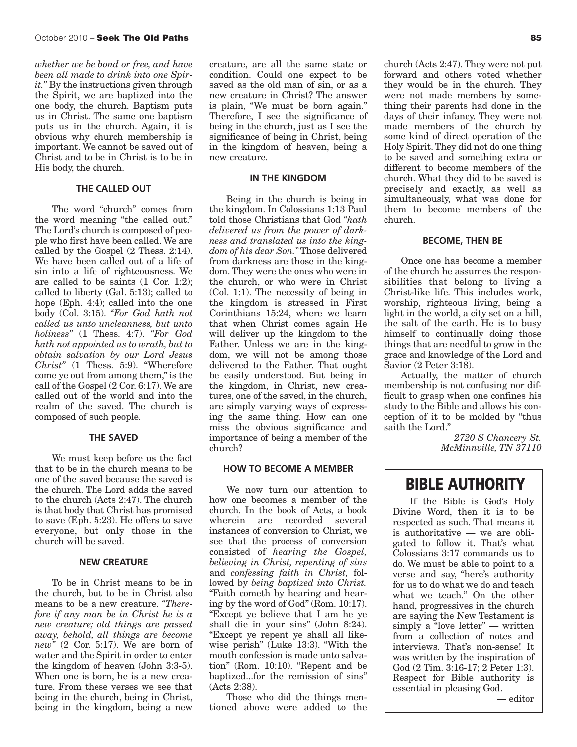*whether we be bond or free, and have been all made to drink into one Spirit."* By the instructions given through the Spirit, we are baptized into the one body, the church. Baptism puts us in Christ. The same one baptism puts us in the church. Again, it is obvious why church membership is important. We cannot be saved out of Christ and to be in Christ is to be in His body, the church.

### THE CALLED OUT

The word "church" comes from the word meaning "the called out." The Lord's church is composed of people who first have been called. We are called by the Gospel (2 Thess. 2:14). We have been called out of a life of sin into a life of righteousness. We are called to be saints (1 Cor. 1:2); called to liberty (Gal. 5:13); called to hope (Eph. 4:4); called into the one body (Col. 3:15). *"For God hath not called us unto uncleanness, but unto holiness"* (1 Thess. 4:7). *"For God hath not appointed us to wrath, but to obtain salvation by our Lord Jesus Christ"* (1 Thess. 5:9). "Wherefore come ye out from among them," is the call of the Gospel (2 Cor. 6:17). We are called out of the world and into the realm of the saved. The church is composed of such people.

### THE SAVED

We must keep before us the fact that to be in the church means to be one of the saved because the saved is the church. The Lord adds the saved to the church (Acts 2:47). The church is that body that Christ has promised to save (Eph. 5:23). He offers to save everyone, but only those in the church will be saved.

### NEW CREATURE

To be in Christ means to be in the church, but to be in Christ also means to be a new creature. *"Therefore if any man be in Christ he is a new creature; old things are passed away, behold, all things are become new"* (2 Cor. 5:17). We are born of water and the Spirit in order to enter the kingdom of heaven (John 3:3-5). When one is born, he is a new creature. From these verses we see that being in the church, being in Christ, being in the kingdom, being a new creature, are all the same state or condition. Could one expect to be saved as the old man of sin, or as a new creature in Christ? The answer is plain, "We must be born again." Therefore, I see the significance of being in the church, just as I see the significance of being in Christ, being in the kingdom of heaven, being a new creature.

### IN THE KINGDOM

Being in the church is being in the kingdom. In Colossians 1:13 Paul told those Christians that God *"hath delivered us from the power of darkness and translated us into the kingdom of his dear Son."* Those delivered from darkness are those in the kingdom. They were the ones who were in the church, or who were in Christ (Col. 1:1). The necessity of being in the kingdom is stressed in First Corinthians 15:24, where we learn that when Christ comes again He will deliver up the kingdom to the Father. Unless we are in the kingdom, we will not be among those delivered to the Father. That ought be easily understood. But being in the kingdom, in Christ, new creatures, one of the saved, in the church, are simply varying ways of expressing the same thing. How can one miss the obvious significance and importance of being a member of the church?

### HOW TO BECOME A MEMBER

We now turn our attention to how one becomes a member of the church. In the book of Acts, a book wherein are recorded several instances of conversion to Christ, we see that the process of conversion consisted of *hearing the Gospel, believing in Christ, repenting of sins* and *confessing faith in Christ,* followed by *being baptized into Christ.* "Faith cometh by hearing and hearing by the word of God" (Rom. 10:17). "Except ye believe that I am he ye shall die in your sins" (John 8:24). "Except ye repent ye shall all likewise perish" (Luke 13:3). "With the mouth confession is made unto salvation" (Rom. 10:10). "Repent and be baptized...for the remission of sins" (Acts 2:38).

Those who did the things mentioned above were added to the church (Acts 2:47). They were not put forward and others voted whether they would be in the church. They were not made members by something their parents had done in the days of their infancy. They were not made members of the church by some kind of direct operation of the Holy Spirit. They did not do one thing to be saved and something extra or different to become members of the church. What they did to be saved is precisely and exactly, as well as simultaneously, what was done for them to become members of the church.

### BECOME, THEN BE

Once one has become a member of the church he assumes the responsibilities that belong to living a Christ-like life. This includes work, worship, righteous living, being a light in the world, a city set on a hill, the salt of the earth. He is to busy himself to continually doing those things that are needful to grow in the grace and knowledge of the Lord and Savior (2 Peter 3:18).

Actually, the matter of church membership is not confusing nor difficult to grasp when one confines his study to the Bible and allows his conception of it to be molded by "thus saith the Lord."

*2720 S Chancery St.*
*McMinnville, TN 37110*

## BIBLE AUTHORITY

If the Bible is God's Holy Divine Word, then it is to be respected as such. That means it is authoritative — we are obligated to follow it. That's what Colossians 3:17 commands us to do. We must be able to point to a verse and say, "here's authority for us to do what we do and teach what we teach." On the other hand, progressives in the church are saying the New Testament is simply a "love letter" — written from a collection of notes and interviews. That's non-sense! It was written by the inspiration of God (2 Tim. 3:16-17; 2 Peter 1:3). Respect for Bible authority is essential in pleasing God.

— editor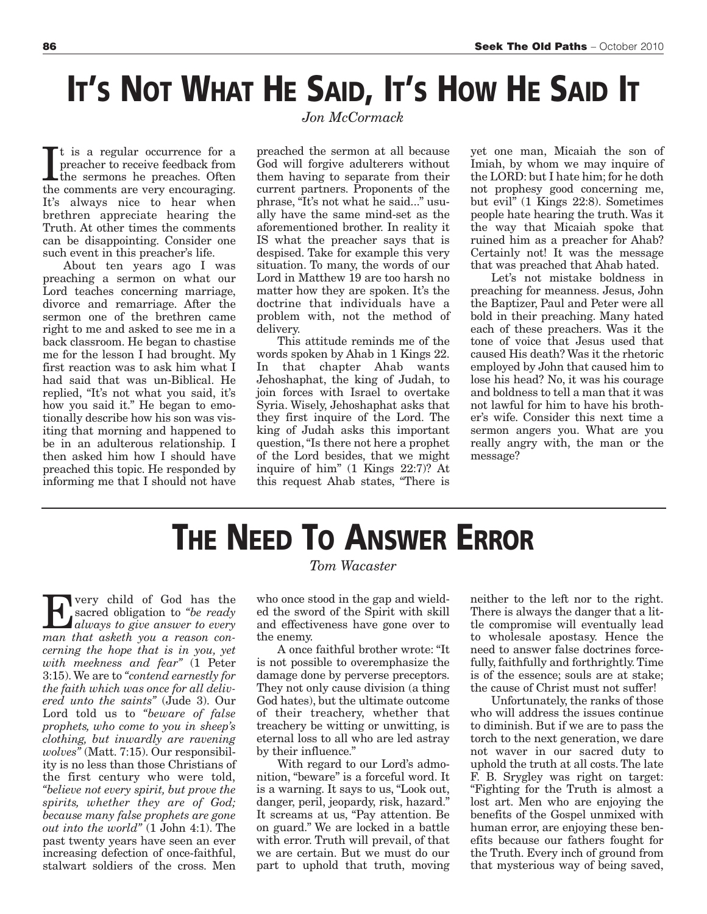# It's Not What He Said, It's How He Said It

*Jon McCormack*

It is a regular occurrence for a preacher to receive feedback from the sermons he preaches. Often the comments are very encouraging. It's always nice to hear when brethren appreciate hearing the Truth. At other times the comments can be disappointing. Consider one such event in this preacher's life.

About ten years ago I was preaching a sermon on what our Lord teaches concerning marriage, divorce and remarriage. After the sermon one of the brethren came right to me and asked to see me in a back classroom. He began to chastise me for the lesson I had brought. My first reaction was to ask him what I had said that was un-Biblical. He replied, "It's not what you said, it's how you said it." He began to emotionally describe how his son was visiting that morning and happened to be in an adulterous relationship. I then asked him how I should have preached this topic. He responded by informing me that I should not have preached the sermon at all because God will forgive adulterers without them having to separate from their current partners. Proponents of the phrase, "It's not what he said..." usually have the same mind-set as the aforementioned brother. In reality it IS what the preacher says that is despised. Take for example this very situation. To many, the words of our Lord in Matthew 19 are too harsh no matter how they are spoken. It's the doctrine that individuals have a problem with, not the method of delivery.

This attitude reminds me of the words spoken by Ahab in 1 Kings 22. In that chapter Ahab wants Jehoshaphat, the king of Judah, to join forces with Israel to overtake Syria. Wisely, Jehoshaphat asks that they first inquire of the Lord. The king of Judah asks this important question, "Is there not here a prophet of the Lord besides, that we might inquire of him" (1 Kings 22:7)? At this request Ahab states, "There is yet one man, Micaiah the son of Imiah, by whom we may inquire of the LORD: but I hate him; for he doth not prophesy good concerning me, but evil" (1 Kings 22:8). Sometimes people hate hearing the truth. Was it the way that Micaiah spoke that ruined him as a preacher for Ahab? Certainly not! It was the message that was preached that Ahab hated.

Let's not mistake boldness in preaching for meanness. Jesus, John the Baptizer, Paul and Peter were all bold in their preaching. Many hated each of these preachers. Was it the tone of voice that Jesus used that caused His death? Was it the rhetoric employed by John that caused him to lose his head? No, it was his courage and boldness to tell a man that it was not lawful for him to have his brother's wife. Consider this next time a sermon angers you. What are you really angry with, the man or the message?

# The Need To Answer Error

*Tom Wacaster*

Every child of God has the sacred obligation to *"be ready always to give answer to every man that asketh you a reason concerning the hope that is in you, yet with meekness and fear"* (1 Peter 3:15). We are to *"contend earnestly for the faith which was once for all delivered unto the saints"* (Jude 3). Our Lord told us to *"beware of false prophets, who come to you in sheep's clothing, but inwardly are ravening wolves"* (Matt. 7:15). Our responsibility is no less than those Christians of the first century who were told, *"believe not every spirit, but prove the spirits, whether they are of God; because many false prophets are gone out into the world"* (1 John 4:1). The past twenty years have seen an ever increasing defection of once-faithful, stalwart soldiers of the cross. Men who once stood in the gap and wielded the sword of the Spirit with skill and effectiveness have gone over to the enemy.

A once faithful brother wrote: "It is not possible to overemphasize the damage done by perverse preceptors. They not only cause division (a thing God hates), but the ultimate outcome of their treachery, whether that treachery be witting or unwitting, is eternal loss to all who are led astray by their influence."

With regard to our Lord's admonition, "beware" is a forceful word. It is a warning. It says to us, "Look out, danger, peril, jeopardy, risk, hazard." It screams at us, "Pay attention. Be on guard." We are locked in a battle with error. Truth will prevail, of that we are certain. But we must do our part to uphold that truth, moving neither to the left nor to the right. There is always the danger that a little compromise will eventually lead to wholesale apostasy. Hence the need to answer false doctrines forcefully, faithfully and forthrightly. Time is of the essence; souls are at stake; the cause of Christ must not suffer!

Unfortunately, the ranks of those who will address the issues continue to diminish. But if we are to pass the torch to the next generation, we dare not waver in our sacred duty to uphold the truth at all costs. The late F. B. Srygley was right on target: "Fighting for the Truth is almost a lost art. Men who are enjoying the benefits of the Gospel unmixed with human error, are enjoying these benefits because our fathers fought for the Truth. Every inch of ground from that mysterious way of being saved,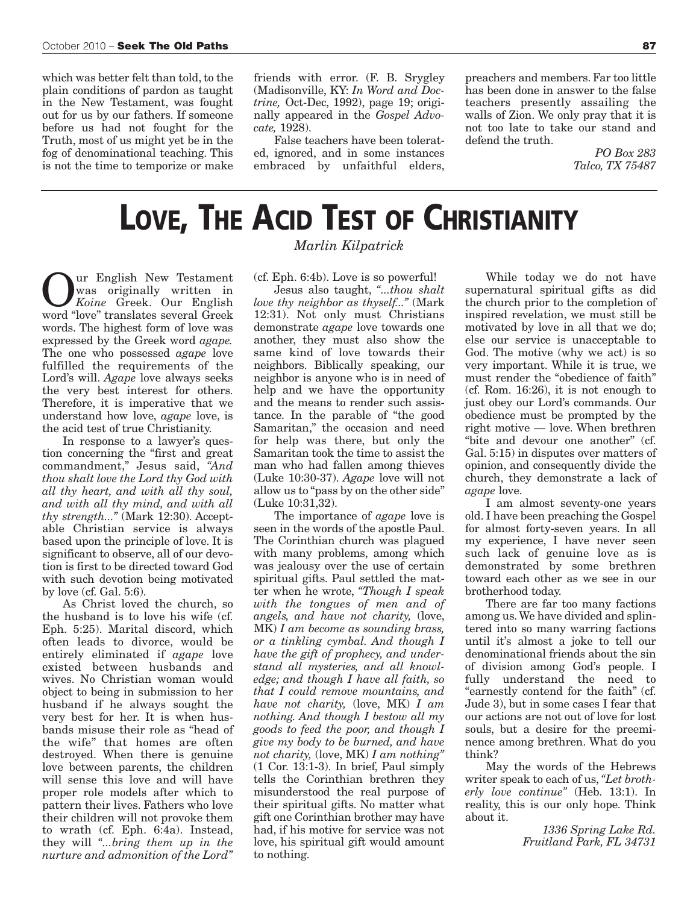which was better felt than told, to the plain conditions of pardon as was taught in the New Testament, was fought out for us by our fathers. If someone before us had not fought for the Truth, most of us might yet be in the fog of denominational teaching. This is not the time to temporize or make friends with error. (F. B. Srygley (Madisonville, KY: *In Word and Doctrine,* Oct-Dec, 1992), page 19; originally appeared in the *Gospel Advocate,* 1928).

False teachers have been tolerated, ignored, and in some instances embraced by unfaithful elders, preachers and members. Far too little has been done in answer to the false teachers presently assailing the walls of Zion. We only pray that it is not too late to take our stand and defend the truth.

*PO Box 283*
*Talco, TX 75487*

---

# LOVE, THE ACID TEST OF CHRISTIANITY

*Marlin Kilpatrick*

Our English New Testament was originally written in *Koine* Greek. Our English word "love" translates several Greek words. The highest form of love was expressed by the Greek word *agape.* The one who possessed *agape* love fulfilled the requirements of the Lord's will. *Agape* love always seeks the very best interest for others. Therefore, it is imperative that we understand how love, *agape* love, is the acid test of true Christianity.

In response to a lawyer's question concerning the "first and great commandment," Jesus said, *"And thou shalt love the Lord thy God with all thy heart, and with all thy soul, and with all thy mind, and with all thy strength..."* (Mark 12:30). Acceptable Christian service is always based upon the principle of love. It is significant to observe, all of our devotion is first to be directed toward God with such devotion being motivated by love (cf. Gal. 5:6).

As Christ loved the church, so the husband is to love his wife (cf. Eph. 5:25). Marital discord, which often leads to divorce, would be entirely eliminated if *agape* love existed between husbands and wives. No Christian woman would object to being in submission to her husband if he always sought the very best for her. It is when husbands misuse their role as "head of the wife" that homes are often destroyed. When there is genuine love between parents, the children will sense this love and will have proper role models after which to pattern their lives. Fathers who love their children will not provoke them to wrath (cf. Eph. 6:4a). Instead, they will *"...bring them up in the nurture and admonition of the Lord"* (cf. Eph. 6:4b). Love is so powerful!

Jesus also taught, *"...thou shalt love thy neighbor as thyself..."* (Mark 12:31). Not only must Christians demonstrate *agape* love towards one another, they must also show the same kind of love towards their neighbors. Biblically speaking, our neighbor is anyone who is in need of help and we have the opportunity and the means to render such assistance. In the parable of "the good Samaritan," the occasion and need for help was there, but only the Samaritan took the time to assist the man who had fallen among thieves (Luke 10:30-37). *Agape* love will not allow us to "pass by on the other side" (Luke 10:31,32).

The importance of *agape* love is seen in the words of the apostle Paul. The Corinthian church was plagued with many problems, among which was jealousy over the use of certain spiritual gifts. Paul settled the matter when he wrote, *"Though I speak with the tongues of men and of angels, and have not charity,* (love, MK) *I am become as sounding brass, or a tinkling cymbal. And though I have the gift of prophecy, and understand all mysteries, and all knowledge; and though I have all faith, so that I could remove mountains, and have not charity,* (love, MK) *I am nothing. And though I bestow all my goods to feed the poor, and though I give my body to be burned, and have not charity,* (love, MK) *I am nothing"* (1 Cor. 13:1-3). In brief, Paul simply tells the Corinthian brethren they misunderstood the real purpose of their spiritual gifts. No matter what gift one Corinthian brother may have had, if his motive for service was not love, his spiritual gift would amount to nothing.

While today we do not have supernatural spiritual gifts as did the church prior to the completion of inspired revelation, we must still be motivated by love in all that we do; else our service is unacceptable to God. The motive (why we act) is so very important. While it is true, we must render the "obedience of faith" (cf. Rom. 16:26), it is not enough to just obey our Lord's commands. Our obedience must be prompted by the right motive — love. When brethren "bite and devour one another" (cf. Gal. 5:15) in disputes over matters of opinion, and consequently divide the church, they demonstrate a lack of *agape* love.

I am almost seventy-one years old. I have been preaching the Gospel for almost forty-seven years. In all my experience, I have never seen such lack of genuine love as is demonstrated by some brethren toward each other as we see in our brotherhood today.

There are far too many factions among us. We have divided and splintered into so many warring factions until it's almost a joke to tell our denominational friends about the sin of division among God's people. I fully understand the need to "earnestly contend for the faith" (cf. Jude 3), but in some cases I fear that our actions are not out of love for lost souls, but a desire for the preeminence among brethren. What do you think?

May the words of the Hebrews writer speak to each of us, *"Let brotherly love continue"* (Heb. 13:1). In reality, this is our only hope. Think about it.

*1336 Spring Lake Rd.*
*Fruitland Park, FL 34731*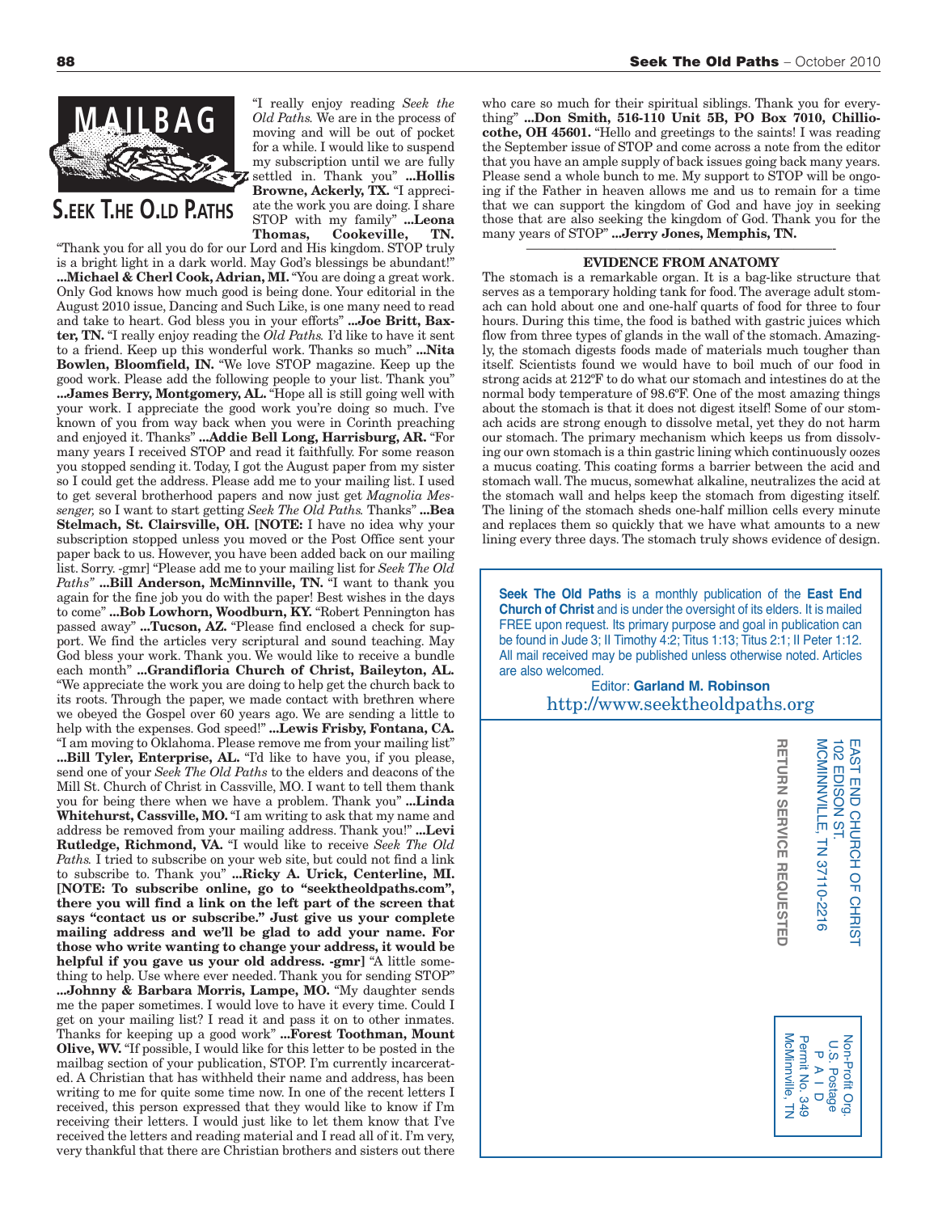# MAILBAG

## SEEK THE OLD PATHS

"I really enjoy reading *Seek the Old Paths.* We are in the process of moving and will be out of pocket for a while. I would like to suspend my subscription until we are fully settled in. Thank you" **...Hollis Browne, Ackerly, TX.** "I appreciate the work you are doing. I share STOP with my family" **...Leona Thomas, Cookeville, TN.** "Thank you for all you do for our Lord and His kingdom. STOP truly is a bright light in a dark world. May God's blessings be abundant!" **...Michael & Cherl Cook, Adrian, MI.** "You are doing a great work. Only God knows how much good is being done. Your editorial in the August 2010 issue, Dancing and Such Like, is one many need to read and take to heart. God bless you in your efforts" **...Joe Britt, Baxter, TN.** "I really enjoy reading the *Old Paths.* I'd like to have it sent to a friend. Keep up this wonderful work. Thanks so much" **...Nita Bowlen, Bloomfield, IN.** "We love STOP magazine. Keep up the good work. Please add the following people to your list. Thank you" **...James Berry, Montgomery, AL.** "Hope all is still going well with your work. I appreciate the good work you're doing so much. I've known of you from way back when you were in Corinth preaching and enjoyed it. Thanks" **...Addie Bell Long, Harrisburg, AR.** "For many years I received STOP and read it faithfully. For some reason you stopped sending it. Today, I got the August paper from my sister so I could get the address. Please add me to your mailing list. I used to get several brotherhood papers and now just get *Magnolia Messenger,* so I want to start getting *Seek The Old Paths.* Thanks" **...Bea Stelmach, St. Clairsville, OH. [NOTE:** I have no idea why your subscription stopped unless you moved or the Post Office sent your paper back to us. However, you have been added back on our mailing list. Sorry. -gmr] "Please add me to your mailing list for *Seek The Old Paths"* **...Bill Anderson, McMinnville, TN.** "I want to thank you again for the fine job you do with the paper! Best wishes in the days to come" **...Bob Lowhorn, Woodburn, KY.** "Robert Pennington has passed away" **...Tucson, AZ.** "Please find enclosed a check for support. We find the articles very scriptural and sound teaching. May God bless your work. Thank you. We would like to receive a bundle each month" **...Grandifloria Church of Christ, Baileyton, AL.** "We appreciate the work you are doing to help get the church back to its roots. Through the paper, we made contact with brethren where we obeyed the Gospel over 60 years ago. We are sending a little to help with the expenses. God speed!" **...Lewis Frisby, Fontana, CA.** "I am moving to Oklahoma. Please remove me from your mailing list" **...Bill Tyler, Enterprise, AL.** "I'd like to have you, if you please, send one of your *Seek The Old Paths* to the elders and deacons of the Mill St. Church of Christ in Cassville, MO. I want to tell them thank you for being there when we have a problem. Thank you" **...Linda Whitehurst, Cassville, MO.** "I am writing to ask that my name and address be removed from your mailing address. Thank you!" **...Levi Rutledge, Richmond, VA.** "I would like to receive *Seek The Old Paths.* I tried to subscribe on your web site, but could not find a link to subscribe to. Thank you" **...Ricky A. Urick, Centerline, MI. [NOTE: To subscribe online, go to "seektheoldpaths.com", there you will find a link on the left part of the screen that says "contact us or subscribe." Just give us your complete mailing address and we'll be glad to add your name. For those who write wanting to change your address, it would be helpful if you gave us your old address. -gmr]** "A little something to help. Use where ever needed. Thank you for sending STOP" **...Johnny & Barbara Morris, Lampe, MO.** "My daughter sends me the paper sometimes. I would love to have it every time. Could I get on your mailing list? I read it and pass it on to other inmates. Thanks for keeping up a good work" **...Forest Toothman, Mount Olive, WV.** "If possible, I would like for this letter to be posted in the mailbag section of your publication, STOP. I'm currently incarcerated. A Christian that has withheld their name and address, has been writing to me for quite some time now. In one of the recent letters I received, this person expressed that they would like to know if I'm receiving their letters. I would just like to let them know that I've received the letters and reading material and I read all of it. I'm very, very thankful that there are Christian brothers and sisters out there who care so much for their spiritual siblings. Thank you for everything" **...Don Smith, 516-110 Unit 5B, PO Box 7010, Chillicothe, OH 45601.** "Hello and greetings to the saints! I was reading the September issue of STOP and come across a note from the editor that you have an ample supply of back issues going back many years. Please send a whole bunch to me. My support to STOP will be ongoing if the Father in heaven allows me and us to remain for a time that we can support the kingdom of God and have joy in seeking those that are also seeking the kingdom of God. Thank you for the many years of STOP" **...Jerry Jones, Memphis, TN.**

---

### EVIDENCE FROM ANATOMY

The stomach is a remarkable organ. It is a bag-like structure that serves as a temporary holding tank for food. The average adult stomach can hold about one and one-half quarts of food for three to four hours. During this time, the food is bathed with gastric juices which flow from three types of glands in the wall of the stomach. Amazingly, the stomach digests foods made of materials much tougher than itself. Scientists found we would have to boil much of our food in strong acids at 212ºF to do what our stomach and intestines do at the normal body temperature of 98.6ºF. One of the most amazing things about the stomach is that it does not digest itself! Some of our stomach acids are strong enough to dissolve metal, yet they do not harm our stomach. The primary mechanism which keeps us from dissolving our own stomach is a thin gastric lining which continuously oozes a mucus coating. This coating forms a barrier between the acid and stomach wall. The mucus, somewhat alkaline, neutralizes the acid at the stomach wall and helps keep the stomach from digesting itself. The lining of the stomach sheds one-half million cells every minute and replaces them so quickly that we have what amounts to a new lining every three days. The stomach truly shows evidence of design.

---

**Seek The Old Paths** is a monthly publication of the **East End Church of Christ** and is under the oversight of its elders. It is mailed FREE upon request. Its primary purpose and goal in publication can be found in Jude 3; II Timothy 4:2; Titus 1:13; Titus 2:1; II Peter 1:12. All mail received may be published unless otherwise noted. Articles are also welcomed.

Editor: **Garland M. Robinson**
http://www.seektheoldpaths.org

EAST END CHURCH OF CHRIST
102 EDISON ST.
MCMINNVILLE, TN 37110-2216

**RETURN SERVICE REQUESTED**

Non-Profit Org.
U.S. Postage
P A I D
Permit No. 349
McMinnville, TN